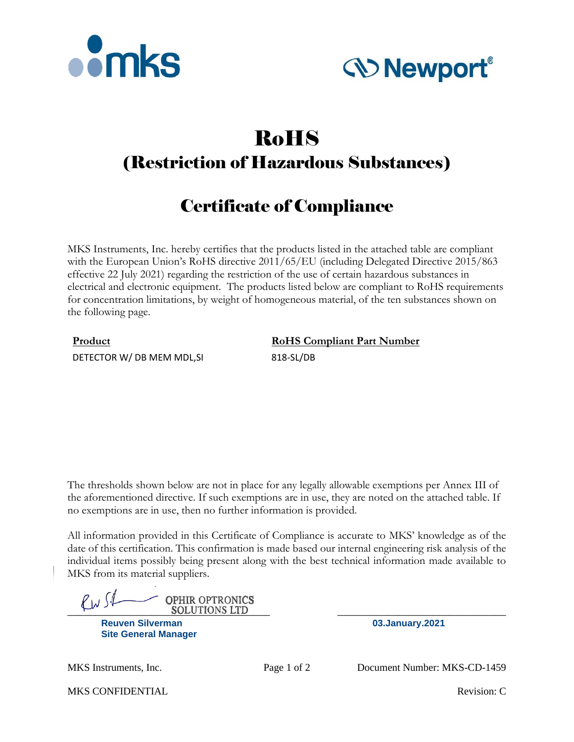# RoHS

## (Restriction of Hazardous Substances)

## Certificate of Compliance

MKS Instruments, Inc. hereby certifies that the products listed in the attached table are compliant with the European Union's RoHS directive 2011/65/EU (including Delegated Directive 2015/863 effective 22 July 2021) regarding the restriction of the use of certain hazardous substances in electrical and electronic equipment. The products listed below are compliant to RoHS requirements for concentration limitations, by weight of homogeneous material, of the ten substances shown on the following page.

| Product | RoHS Compliant Part Number |
|---|---|
| DETECTOR W/ DB MEM MDL,SI | 818-SL/DB |

The thresholds shown below are not in place for any legally allowable exemptions per Annex III of the aforementioned directive. If such exemptions are in use, they are noted on the attached table. If no exemptions are in use, then no further information is provided.

All information provided in this Certificate of Compliance is accurate to MKS' knowledge as of the date of this certification. This confirmation is made based our internal engineering risk analysis of the individual items possibly being present along with the best technical information made available to MKS from its material suppliers.

OPHIR OPTRONICS SOLUTIONS LTD

**Reuven Silverman**
**Site General Manager**

**03.January.2021**

MKS Instruments, Inc. Document Number: MKS-CD-1459

MKS CONFIDENTIAL Revision: C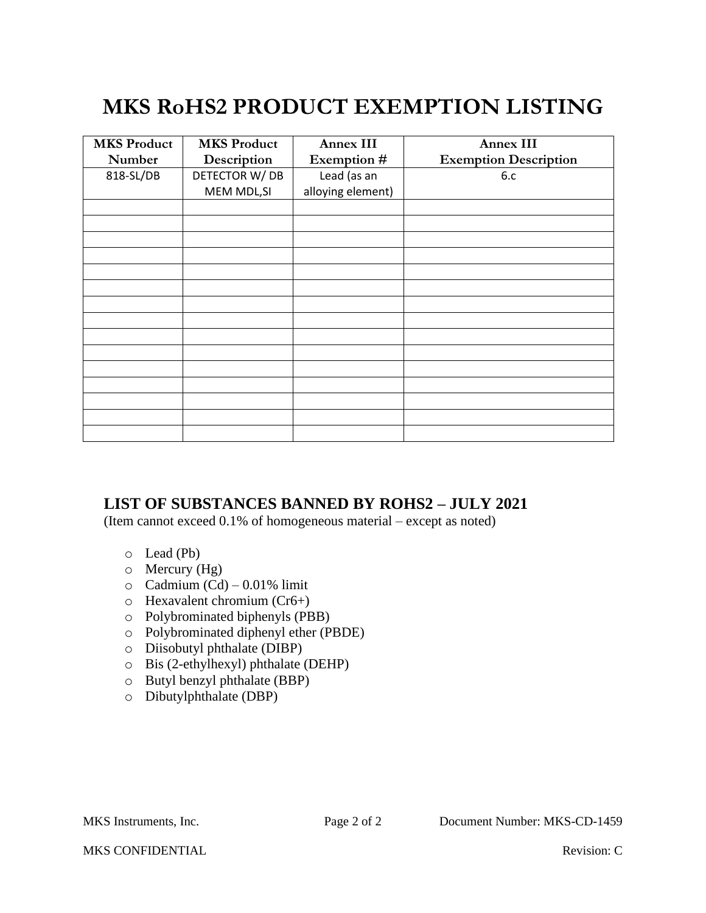# MKS RoHS2 PRODUCT EXEMPTION LISTING

| MKS Product Number | MKS Product Description | Annex III Exemption # | Annex III Exemption Description |
|---|---|---|---|
| 818-SL/DB | DETECTOR W/ DB MEM MDL,SI | Lead (as an alloying element) | 6.c |
| | | | |
| | | | |
| | | | |
| | | | |
| | | | |
| | | | |
| | | | |
| | | | |
| | | | |
| | | | |
| | | | |
| | | | |
| | | | |
| | | | |
| | | | |

## LIST OF SUBSTANCES BANNED BY ROHS2 – JULY 2021

(Item cannot exceed 0.1% of homogeneous material – except as noted)

- Lead (Pb)
- Mercury (Hg)
- Cadmium (Cd) – 0.01% limit
- Hexavalent chromium ($Cr^{6+}$)
- Polybrominated biphenyls (PBB)
- Polybrominated diphenyl ether (PBDE)
- Diisobutyl phthalate (DIBP)
- Bis (2-ethylhexyl) phthalate (DEHP)
- Butyl benzyl phthalate (BBP)
- Dibutylphthalate (DBP)

MKS Instruments, Inc.

Document Number: MKS-CD-1459

MKS CONFIDENTIAL

Revision: C